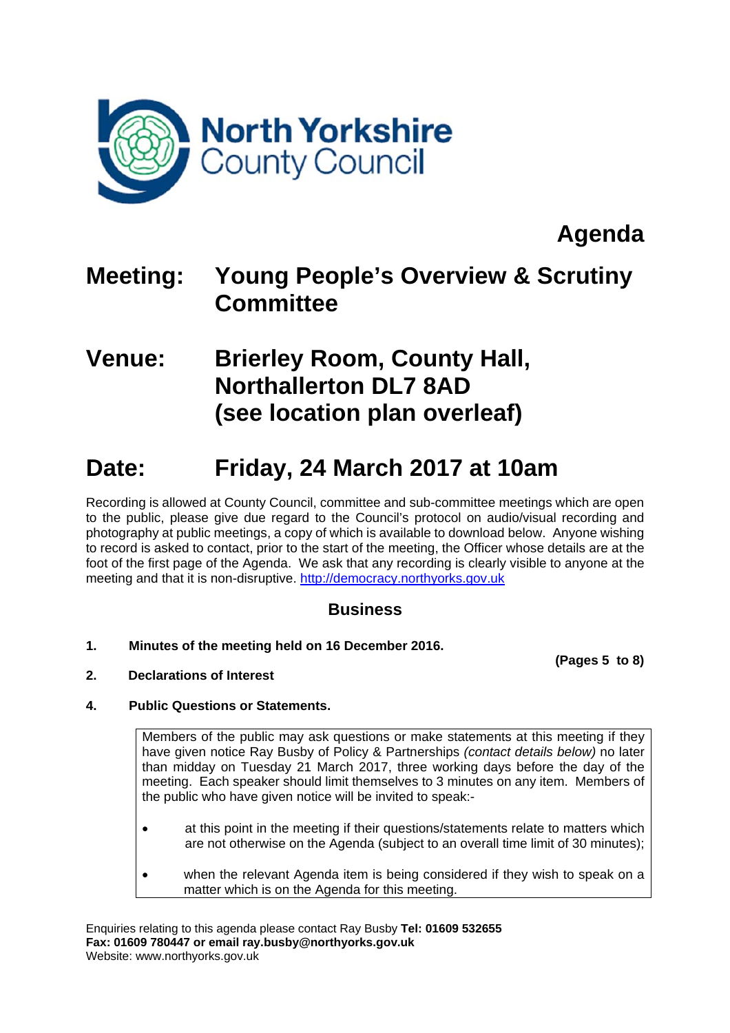North Yorkshire County Council

# Agenda

## Meeting: Young People's Overview & Scrutiny Committee

## Venue: Brierley Room, County Hall, Northallerton DL7 8AD (see location plan overleaf)

## Date: Friday, 24 March 2017 at 10am

Recording is allowed at County Council, committee and sub-committee meetings which are open to the public, please give due regard to the Council's protocol on audio/visual recording and photography at public meetings, a copy of which is available to download below. Anyone wishing to record is asked to contact, prior to the start of the meeting, the Officer whose details are at the foot of the first page of the Agenda. We ask that any recording is clearly visible to anyone at the meeting and that it is non-disruptive. http://democracy.northyorks.gov.uk

### Business

**1. Minutes of the meeting held on 16 December 2016.**

**(Pages 5 to 8)**

**2. Declarations of Interest**

**4. Public Questions or Statements.**

> Members of the public may ask questions or make statements at this meeting if they have given notice Ray Busby of Policy & Partnerships *(contact details below)* no later than midday on Tuesday 21 March 2017, three working days before the day of the meeting. Each speaker should limit themselves to 3 minutes on any item. Members of the public who have given notice will be invited to speak:-
>
> - at this point in the meeting if their questions/statements relate to matters which are not otherwise on the Agenda (subject to an overall time limit of 30 minutes);
> - when the relevant Agenda item is being considered if they wish to speak on a matter which is on the Agenda for this meeting.

Enquiries relating to this agenda please contact Ray Busby **Tel: 01609 532655**
**Fax: 01609 780447 or email ray.busby@northyorks.gov.uk**
Website: www.northyorks.gov.uk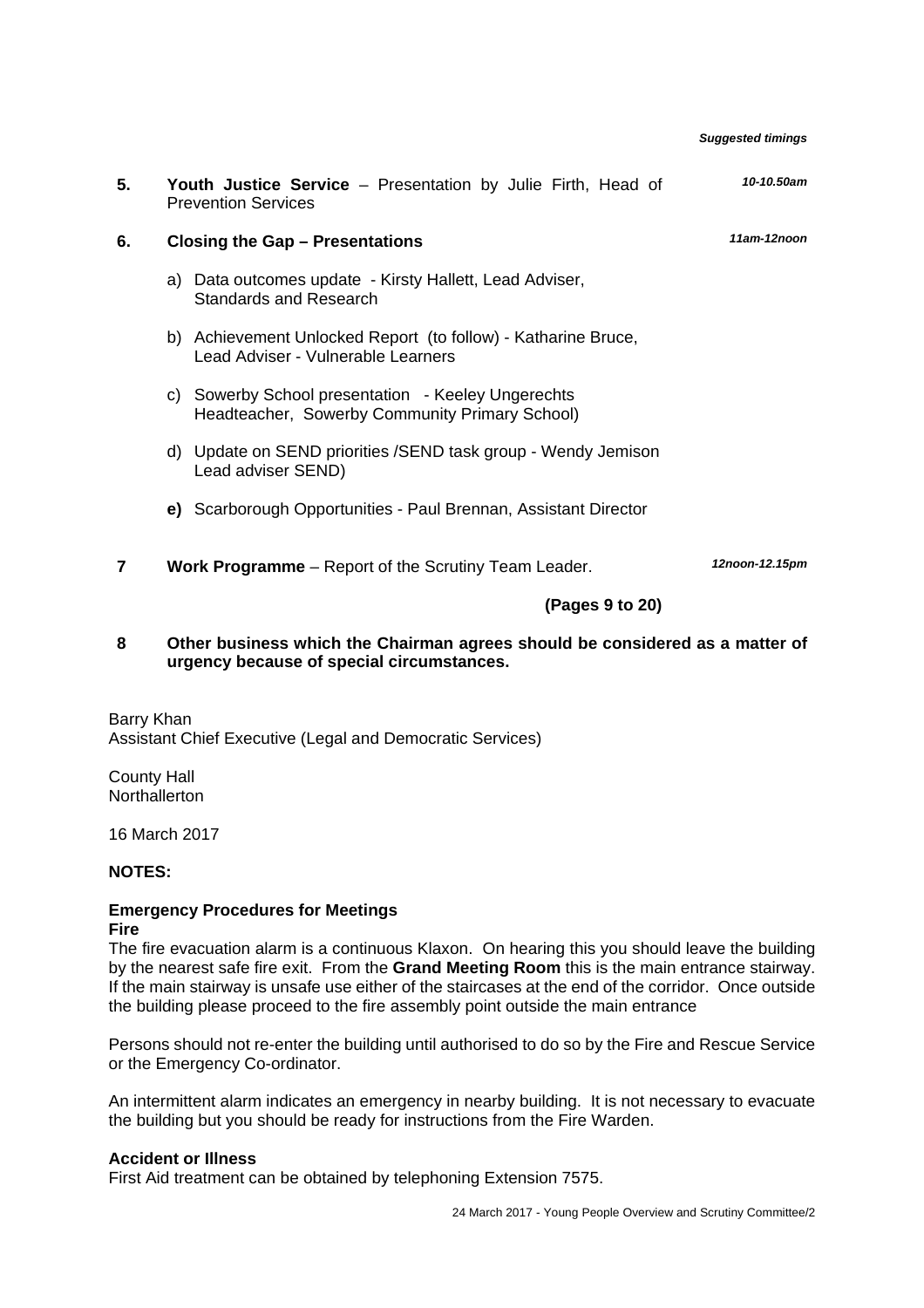*Suggested timings*

| | | |
|---|---|---|
| **5.** | **Youth Justice Service** – Presentation by Julie Firth, Head of Prevention Services | *10-10.50am* |
| **6.** | **Closing the Gap – Presentations** | *11am-12noon* |
| | a) Data outcomes update - Kirsty Hallett, Lead Adviser, Standards and Research | |
| | b) Achievement Unlocked Report (to follow) - Katharine Bruce, Lead Adviser - Vulnerable Learners | |
| | c) Sowerby School presentation - Keeley Ungerechts Headteacher, Sowerby Community Primary School) | |
| | d) Update on SEND priorities /SEND task group - Wendy Jemison Lead adviser SEND) | |
| | **e)** Scarborough Opportunities - Paul Brennan, Assistant Director | |
| **7** | **Work Programme** – Report of the Scrutiny Team Leader. **(Pages 9 to 20)** | *12noon-12.15pm* |
| **8** | **Other business which the Chairman agrees should be considered as a matter of urgency because of special circumstances.** | |

Barry Khan
Assistant Chief Executive (Legal and Democratic Services)

County Hall
Northallerton

16 March 2017

**NOTES:**

**Emergency Procedures for Meetings**

**Fire**

The fire evacuation alarm is a continuous Klaxon. On hearing this you should leave the building by the nearest safe fire exit. From the **Grand Meeting Room** this is the main entrance stairway. If the main stairway is unsafe use either of the staircases at the end of the corridor. Once outside the building please proceed to the fire assembly point outside the main entrance

Persons should not re-enter the building until authorised to do so by the Fire and Rescue Service or the Emergency Co-ordinator.

An intermittent alarm indicates an emergency in nearby building. It is not necessary to evacuate the building but you should be ready for instructions from the Fire Warden.

**Accident or Illness**

First Aid treatment can be obtained by telephoning Extension 7575.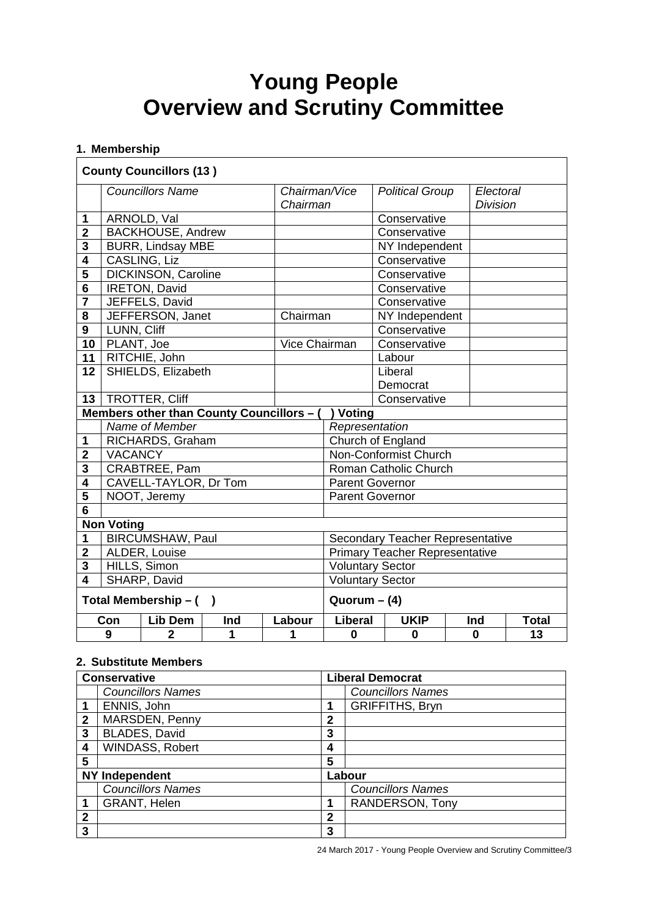# Young People Overview and Scrutiny Committee

## 1. Membership

| | | | | | | | |
|---|---|---|---|---|---|---|---|
| **County Councillors (13 )** | | | | | | | |
| | *Councillors Name* | | *Chairman/Vice Chairman* | | *Political Group* | | *Electoral Division* |
| **1** | ARNOLD, Val | | | | Conservative | | |
| **2** | BACKHOUSE, Andrew | | | | Conservative | | |
| **3** | BURR, Lindsay MBE | | | | NY Independent | | |
| **4** | CASLING, Liz | | | | Conservative | | |
| **5** | DICKINSON, Caroline | | | | Conservative | | |
| **6** | IRETON, David | | | | Conservative | | |
| **7** | JEFFELS, David | | | | Conservative | | |
| **8** | JEFFERSON, Janet | | Chairman | | NY Independent | | |
| **9** | LUNN, Cliff | | | | Conservative | | |
| **10** | PLANT, Joe | | Vice Chairman | | Conservative | | |
| **11** | RITCHIE, John | | | | Labour | | |
| **12** | SHIELDS, Elizabeth | | | | Liberal Democrat | | |
| **13** | TROTTER, Cliff | | | | Conservative | | |
| **Members other than County Councillors – (  ) Voting** | | | | | | | |
| | *Name of Member* | | | *Representation* | | | |
| **1** | RICHARDS, Graham | | | Church of England | | | |
| **2** | VACANCY | | | Non-Conformist Church | | | |
| **3** | CRABTREE, Pam | | | Roman Catholic Church | | | |
| **4** | CAVELL-TAYLOR, Dr Tom | | | Parent Governor | | | |
| **5** | NOOT, Jeremy | | | Parent Governor | | | |
| **6** | | | | | | | |
| **Non Voting** | | | | | | | |
| **1** | BIRCUMSHAW, Paul | | | Secondary Teacher Representative | | | |
| **2** | ALDER, Louise | | | Primary Teacher Representative | | | |
| **3** | HILLS, Simon | | | Voluntary Sector | | | |
| **4** | SHARP, David | | | Voluntary Sector | | | |
| **Total Membership – (  )** | | | | **Quorum – (4)** | | | |
| **Con** | **Lib Dem** | **Ind** | **Labour** | **Liberal** | **UKIP** | **Ind** | **Total** |
| **9** | **2** | **1** | **1** | **0** | **0** | **0** | **13** |

## 2. Substitute Members

| | | | |
|---|---|---|---|
| **Conservative** | | **Liberal Democrat** | |
| | *Councillors Names* | | *Councillors Names* |
| **1** | ENNIS, John | **1** | GRIFFITHS, Bryn |
| **2** | MARSDEN, Penny | **2** | |
| **3** | BLADES, David | **3** | |
| **4** | WINDASS, Robert | **4** | |
| **5** | | **5** | |
| **NY Independent** | | **Labour** | |
| | *Councillors Names* | | *Councillors Names* |
| **1** | GRANT, Helen | **1** | RANDERSON, Tony |
| **2** | | **2** | |
| **3** | | **3** | |